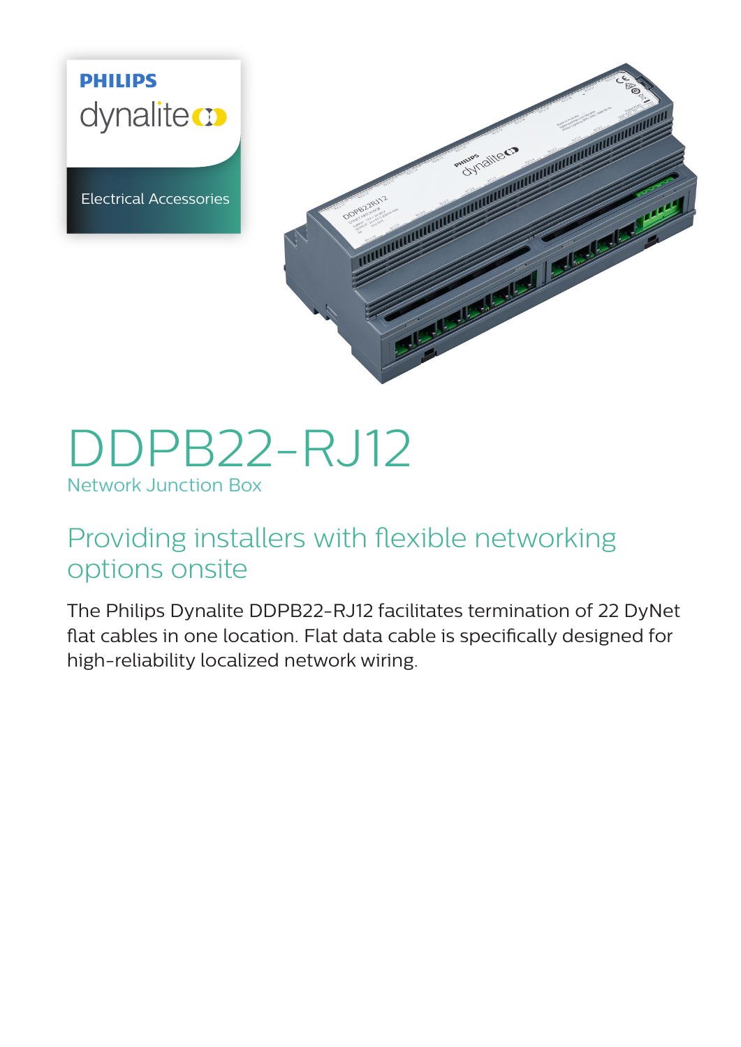PHILIPS

dynalite

Electrical Accessories

# DDPB22-RJ12

Network Junction Box

## Providing installers with flexible networking options onsite

The Philips Dynalite DDPB22-RJ12 facilitates termination of 22 DyNet flat cables in one location. Flat data cable is specifically designed for high-reliability localized network wiring.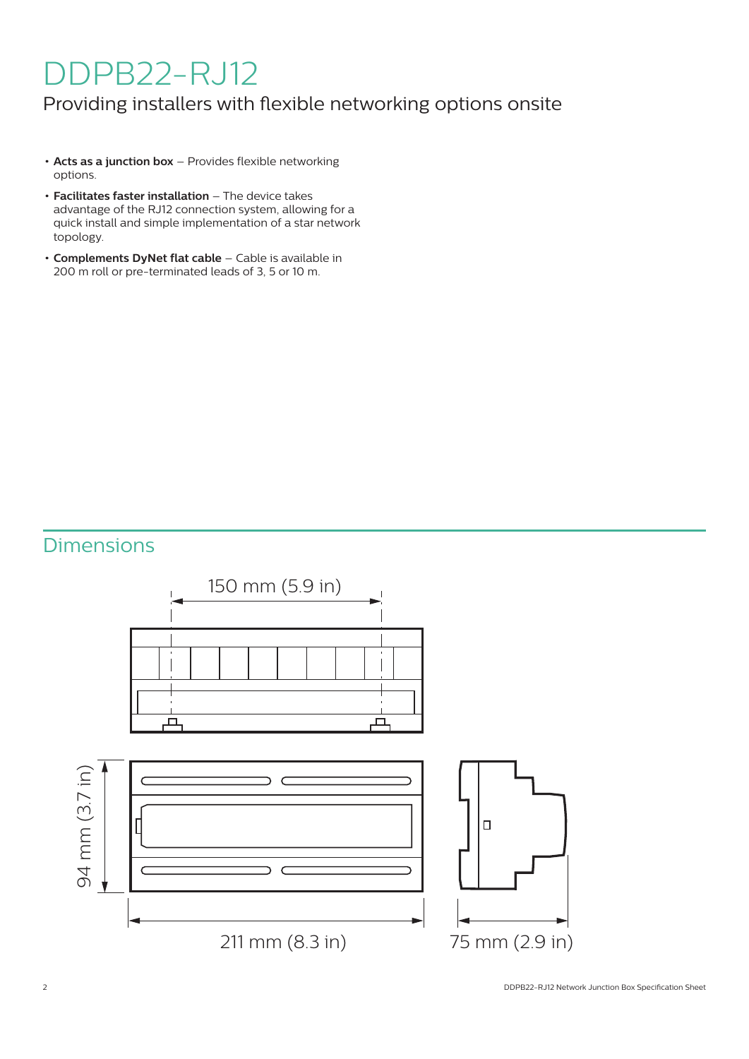# DDPB22-RJ12

Providing installers with flexible networking options onsite

- **Acts as a junction box** – Provides flexible networking options.
- **Facilitates faster installation** – The device takes advantage of the RJ12 connection system, allowing for a quick install and simple implementation of a star network topology.
- **Complements DyNet flat cable** – Cable is available in 200 m roll or pre-terminated leads of 3, 5 or 10 m.

## Dimensions

150 mm (5.9 in)

94 mm (3.7 in)

211 mm (8.3 in)

75 mm (2.9 in)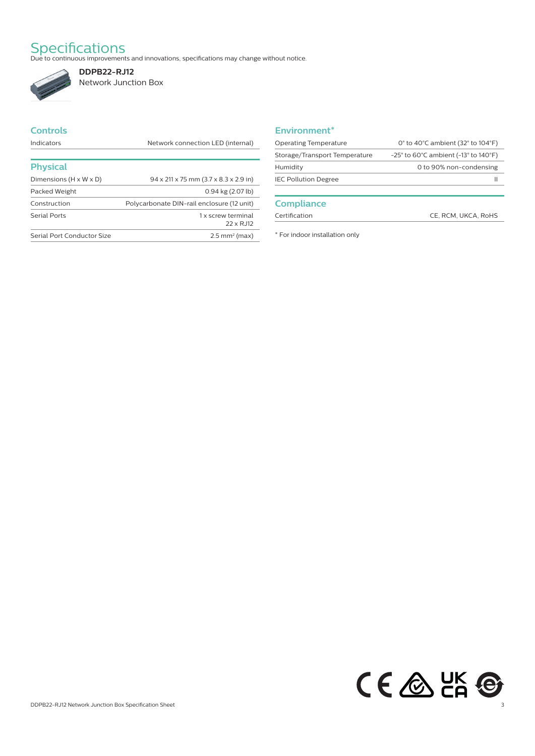# Specifications

Due to continuous improvements and innovations, specifications may change without notice.

**DDPB22-RJ12**
Network Junction Box

## Controls

| | |
|---|---|
| Indicators | Network connection LED (internal) |

## Physical

| | |
|---|---|
| Dimensions (H x W x D) | 94 x 211 x 75 mm (3.7 x 8.3 x 2.9 in) |
| Packed Weight | 0.94 kg (2.07 lb) |
| Construction | Polycarbonate DIN-rail enclosure (12 unit) |
| Serial Ports | 1 x screw terminal<br>22 x RJ12 |
| Serial Port Conductor Size | 2.5 $mm^2$ (max) |

## Environment*

| | |
|---|---|
| Operating Temperature | 0° to 40°C ambient (32° to 104°F) |
| Storage/Transport Temperature | -25° to 60°C ambient (-13° to 140°F) |
| Humidity | 0 to 90% non-condensing |
| IEC Pollution Degree | II |

## Compliance

| | |
|---|---|
| Certification | CE, RCM, UKCA, RoHS |

* For indoor installation only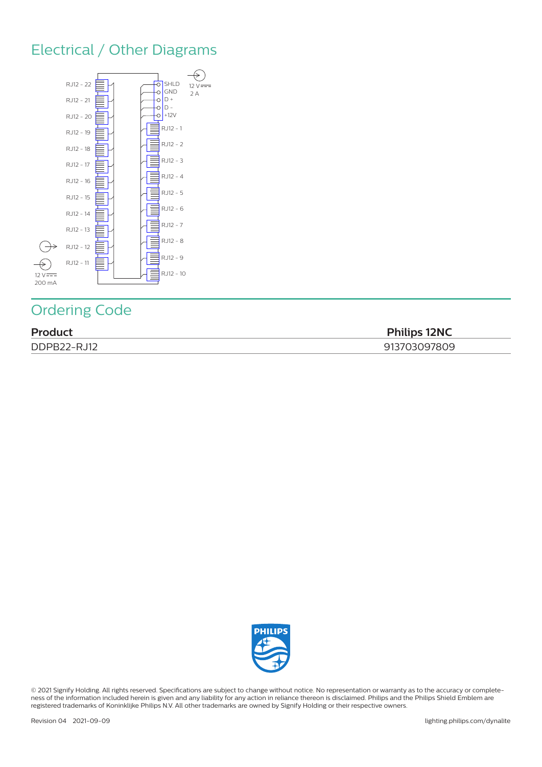## Electrical / Other Diagrams

RJ12 - 22
RJ12 - 21
RJ12 - 20
RJ12 - 19
RJ12 - 18
RJ12 - 17
RJ12 - 16
RJ12 - 15
RJ12 - 14
RJ12 - 13
RJ12 - 12
RJ12 - 11
12 V⎓
200 mA

SHLD
GND
D +
D -
+12V
12 V⎓
2 A
RJ12 - 1
RJ12 - 2
RJ12 - 3
RJ12 - 4
RJ12 - 5
RJ12 - 6
RJ12 - 7
RJ12 - 8
RJ12 - 9
RJ12 - 10

## Ordering Code

| Product | Philips 12NC |
|---|---|
| DDPB22-RJ12 | 913703097809 |

© 2021 Signify Holding. All rights reserved. Specifications are subject to change without notice. No representation or warranty as to the accuracy or completeness of the information included herein is given and any liability for any action in reliance thereon is disclaimed. Philips and the Philips Shield Emblem are registered trademarks of Koninklijke Philips N.V. All other trademarks are owned by Signify Holding or their respective owners.

Revision 04 2021-09-09

lighting.philips.com/dynalite